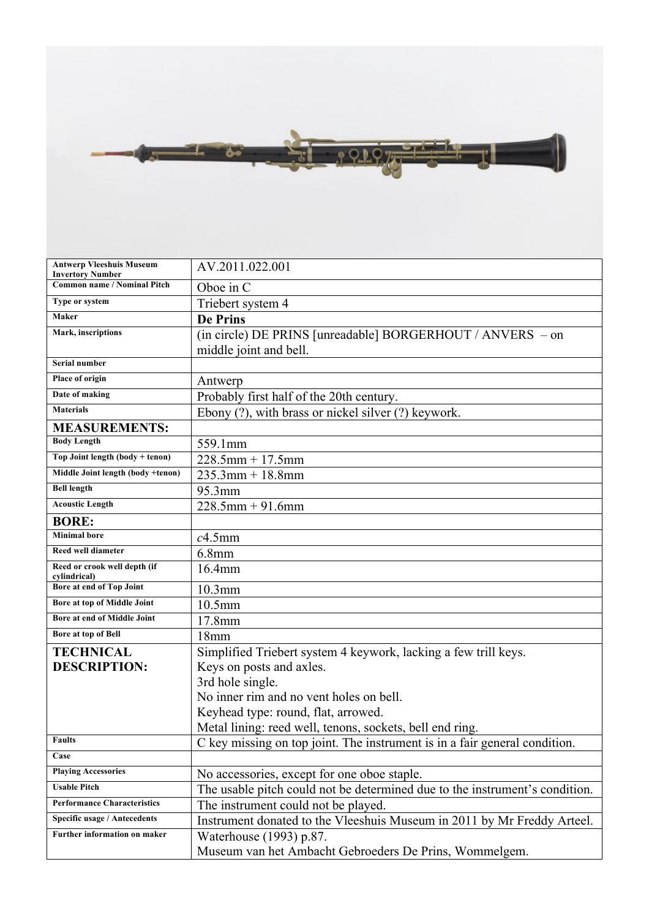| | |
|---|---|
| **Antwerp Vleeshuis Museum Invertory Number** | AV.2011.022.001 |
| **Common name / Nominal Pitch** | Oboe in C |
| **Type or system** | Triebert system 4 |
| **Maker** | **De Prins** |
| **Mark, inscriptions** | (in circle) DE PRINS [unreadable] BORGERHOUT / ANVERS – on middle joint and bell. |
| **Serial number** | |
| **Place of origin** | Antwerp |
| **Date of making** | Probably first half of the 20th century. |
| **Materials** | Ebony (?), with brass or nickel silver (?) keywork. |
| **MEASUREMENTS:** | |
| **Body Length** | 559.1mm |
| **Top Joint length (body + tenon)** | 228.5mm + 17.5mm |
| **Middle Joint length (body +tenon)** | 235.3mm + 18.8mm |
| **Bell length** | 95.3mm |
| **Acoustic Length** | 228.5mm + 91.6mm |
| **BORE:** | |
| **Minimal bore** | *c*4.5mm |
| **Reed well diameter** | 6.8mm |
| **Reed or crook well depth (if cylindrical)** | 16.4mm |
| **Bore at end of Top Joint** | 10.3mm |
| **Bore at top of Middle Joint** | 10.5mm |
| **Bore at end of Middle Joint** | 17.8mm |
| **Bore at top of Bell** | 18mm |
| **TECHNICAL DESCRIPTION:** | Simplified Triebert system 4 keywork, lacking a few trill keys.<br>Keys on posts and axles.<br>3rd hole single.<br>No inner rim and no vent holes on bell.<br>Keyhead type: round, flat, arrowed.<br>Metal lining: reed well, tenons, sockets, bell end ring. |
| **Faults** | C key missing on top joint. The instrument is in a fair general condition. |
| **Case** | |
| **Playing Accessories** | No accessories, except for one oboe staple. |
| **Usable Pitch** | The usable pitch could not be determined due to the instrument's condition. |
| **Performance Characteristics** | The instrument could not be played. |
| **Specific usage / Antecedents** | Instrument donated to the Vleeshuis Museum in 2011 by Mr Freddy Arteel. |
| **Further information on maker** | Waterhouse (1993) p.87.<br>Museum van het Ambacht Gebroeders De Prins, Wommelgem. |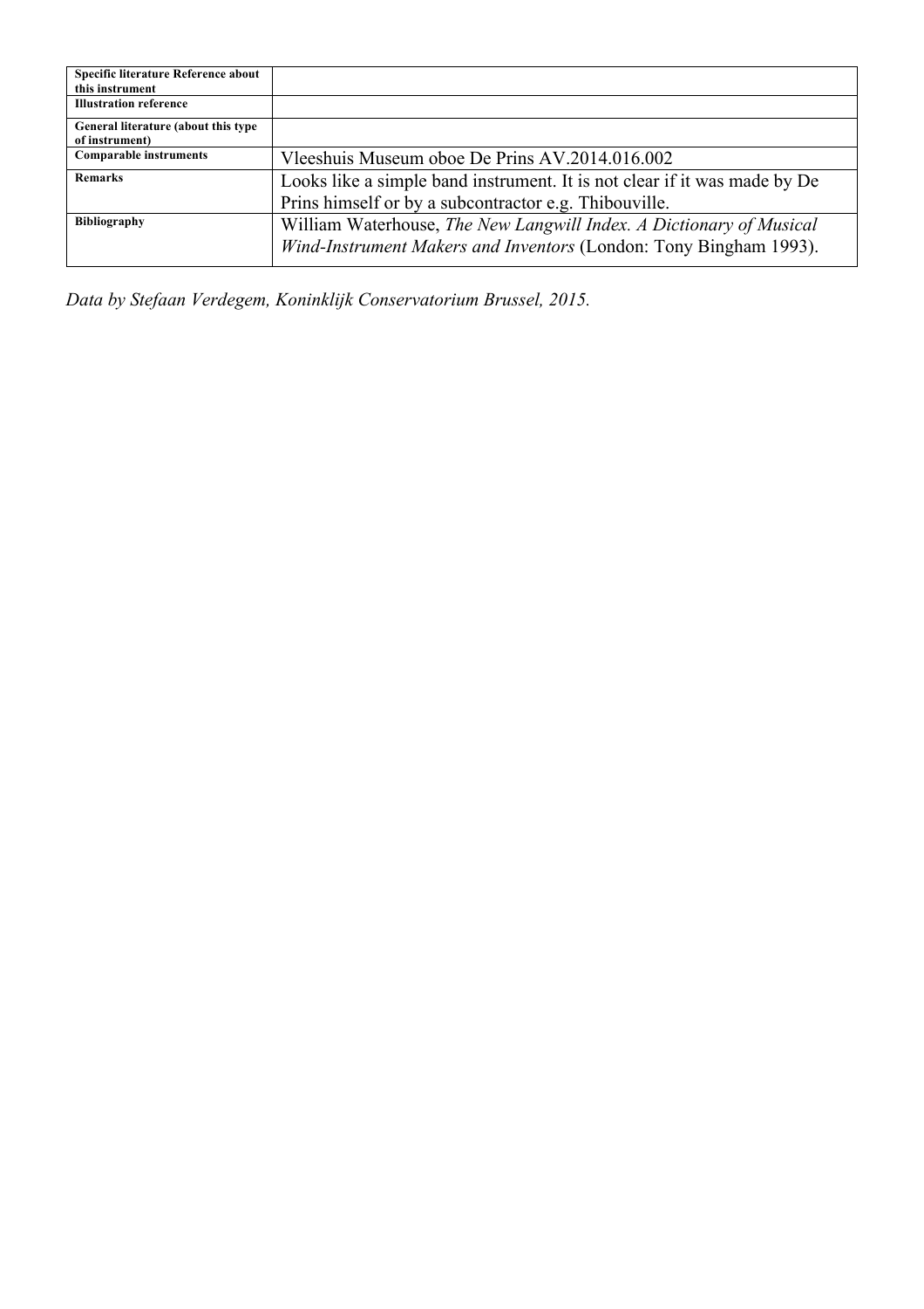| | |
|---|---|
| **Specific literature Reference about this instrument** | |
| **Illustration reference** | |
| **General literature (about this type of instrument)** | |
| **Comparable instruments** | Vleeshuis Museum oboe De Prins AV.2014.016.002 |
| **Remarks** | Looks like a simple band instrument. It is not clear if it was made by De Prins himself or by a subcontractor e.g. Thibouville. |
| **Bibliography** | William Waterhouse, *The New Langwill Index. A Dictionary of Musical Wind-Instrument Makers and Inventors* (London: Tony Bingham 1993). |

*Data by Stefaan Verdegem, Koninklijk Conservatorium Brussel, 2015.*